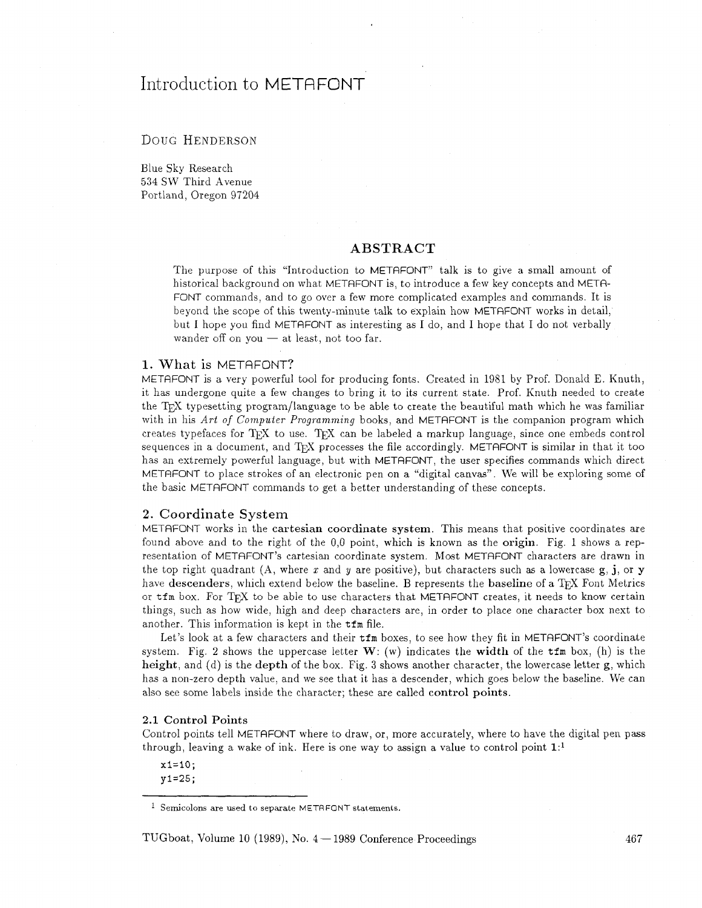# Introduction to METAFONT

DOUG HENDERSON

Blue Sky Research
534 SW Third Avenue
Portland, Oregon 97204

## ABSTRACT

The purpose of this "Introduction to METAFONT" talk is to give a small amount of historical background on what METAFONT is, to introduce a few key concepts and METAFONT commands, and to go over a few more complicated examples and commands. It is beyond the scope of this twenty-minute talk to explain how METAFONT works in detail, but I hope you find METAFONT as interesting as I do, and I hope that I do not verbally wander off on you — at least, not too far.

## 1. What is METAFONT?

METAFONT is a very powerful tool for producing fonts. Created in 1981 by Prof. Donald E. Knuth, it has undergone quite a few changes to bring it to its current state. Prof. Knuth needed to create the TeX typesetting program/language to be able to create the beautiful math which he was familiar with in his *Art of Computer Programming* books, and METAFONT is the companion program which creates typefaces for TeX to use. TeX can be labeled a markup language, since one embeds control sequences in a document, and TeX processes the file accordingly. METAFONT is similar in that it too has an extremely powerful language, but with METAFONT, the user specifies commands which direct METAFONT to place strokes of an electronic pen on a "digital canvas". We will be exploring some of the basic METAFONT commands to get a better understanding of these concepts.

## 2. Coordinate System

METAFONT works in the **cartesian coordinate system**. This means that positive coordinates are found above and to the right of the 0,0 point, which is known as the **origin**. Fig. 1 shows a representation of METAFONT's cartesian coordinate system. Most METAFONT characters are drawn in the top right quadrant (A, where $x$ and $y$ are positive), but characters such as a lowercase **g**, **j**, or **y** have **descenders**, which extend below the baseline. B represents the **baseline** of a TeX Font Metrics or `tfm` box. For TeX to be able to use characters that METAFONT creates, it needs to know certain things, such as how wide, high and deep characters are, in order to place one character box next to another. This information is kept in the `tfm` file.

Let's look at a few characters and their `tfm` boxes, to see how they fit in METAFONT's coordinate system. Fig. 2 shows the uppercase letter **W**: (w) indicates the **width** of the `tfm` box, (h) is the **height**, and (d) is the **depth** of the box. Fig. 3 shows another character, the lowercase letter **g**, which has a non-zero depth value, and we see that it has a descender, which goes below the baseline. We can also see some labels inside the character; these are called **control points**.

### 2.1 Control Points

Control points tell METAFONT where to draw, or, more accurately, where to have the digital pen pass through, leaving a wake of ink. Here is one way to assign a value to control point **1**:[1]

```
x1=10;
y1=25;
```

[1] Semicolons are used to separate METAFONT statements.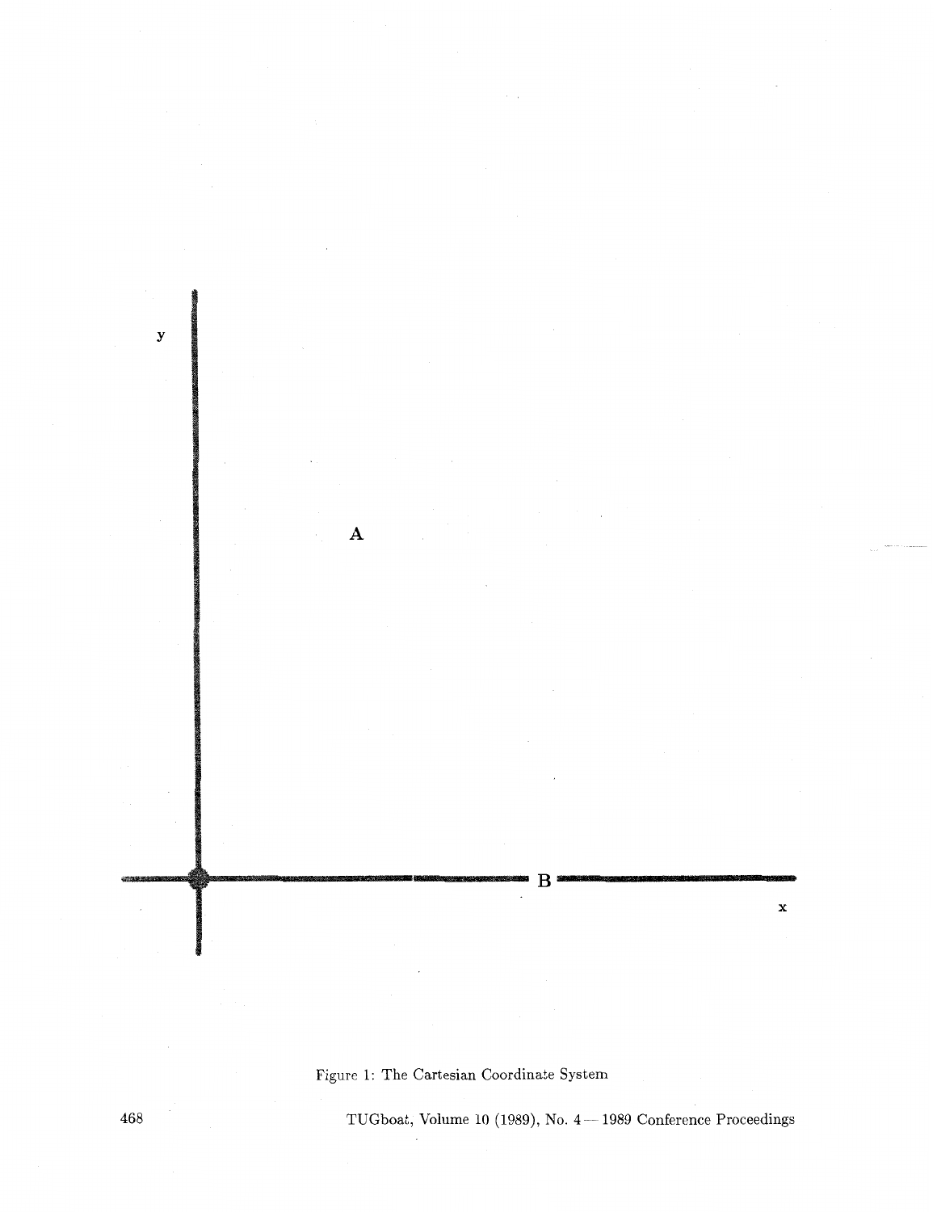y

A

B

x

Figure 1: The Cartesian Coordinate System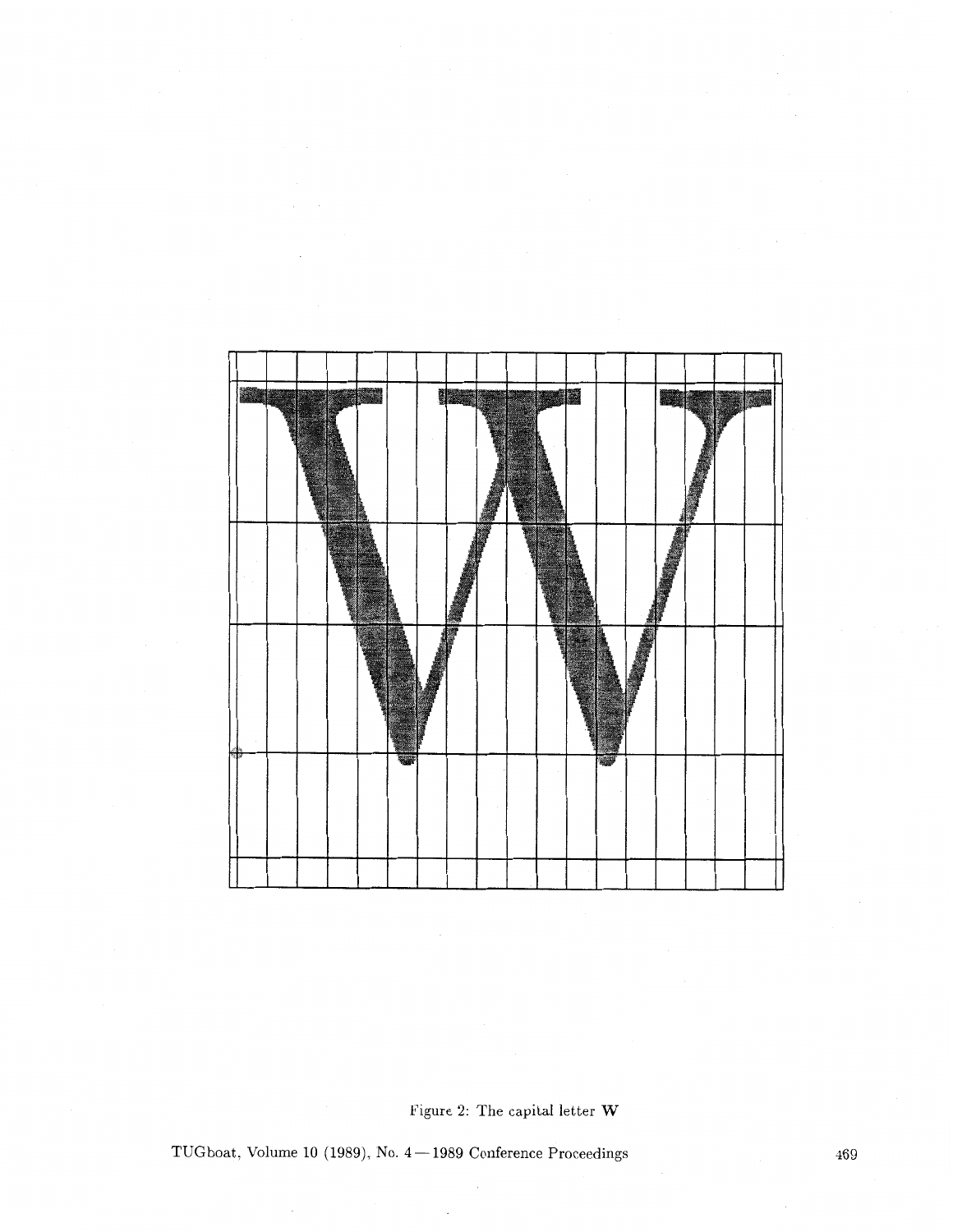Figure 2: The capital letter **W**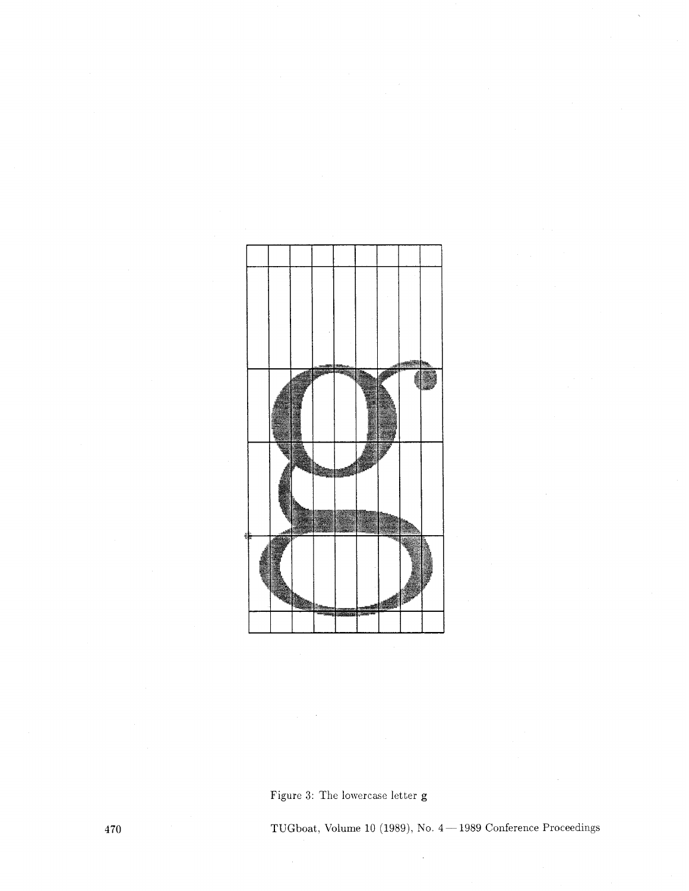Figure 3: The lowercase letter **g**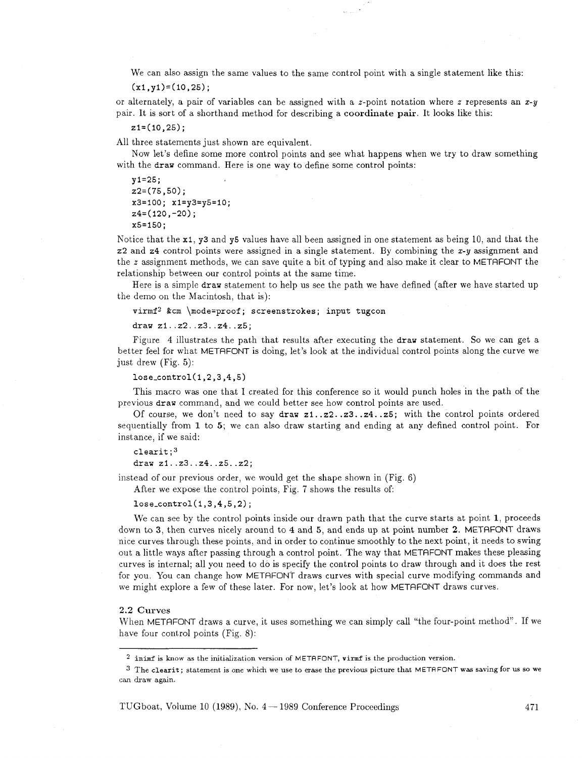We can also assign the same values to the same control point with a single statement like this:

```
(x1,y1)=(10,25);
```

or alternately, a pair of variables can be assigned with a $z$-point notation where $z$ represents an $x$-$y$ pair. It is sort of a shorthand method for describing a **coordinate pair**. It looks like this:

```
z1=(10,25);
```

All three statements just shown are equivalent.

Now let's define some more control points and see what happens when we try to draw something with the `draw` command. Here is one way to define some control points:

```
y1=25;
z2=(75,50);
x3=100; x1=y3=y5=10;
z4=(120,-20);
x5=150;
```

Notice that the `x1`, `y3` and `y5` values have all been assigned in one statement as being 10, and that the `z2` and `z4` control points were assigned in a single statement. By combining the $x$-$y$ assignment and the $z$ assignment methods, we can save quite a bit of typing and also make it clear to METAFONT the relationship between our control points at the same time.

Here is a simple `draw` statement to help us see the path we have defined (after we have started up the demo on the Macintosh, that is):

```
virmf[2] &cm \mode=proof; screenstrokes; input tugcon
draw z1..z2..z3..z4..z5;
```

Figure 4 illustrates the path that results after executing the `draw` statement. So we can get a better feel for what METAFONT is doing, let's look at the individual control points along the curve we just drew (Fig. 5):

```
lose_control(1,2,3,4,5)
```

This macro was one that I created for this conference so it would punch holes in the path of the previous `draw` command, and we could better see how control points are used.

Of course, we don't need to say `draw z1..z2..z3..z4..z5;` with the control points ordered sequentially from **1** to **5**; we can also draw starting and ending at any defined control point. For instance, if we said:

```
clearit;[3]
draw z1..z3..z4..z5..z2;
```

instead of our previous order, we would get the shape shown in (Fig. 6)

After we expose the control points, Fig. 7 shows the results of:

```
lose_control(1,3,4,5,2);
```

We can see by the control points inside our drawn path that the curve starts at point **1**, proceeds down to 3, then curves nicely around to 4 and 5, and ends up at point number **2**. METAFONT draws nice curves through these points, and in order to continue smoothly to the next point, it needs to swing out a little ways after passing through a control point. The way that METAFONT makes these pleasing curves is internal; all you need to do is specify the control points to draw through and it does the rest for you. You can change how METAFONT draws curves with special curve modifying commands and we might explore a few of these later. For now, let's look at how METAFONT draws curves.

### 2.2 Curves

When METAFONT draws a curve, it uses something we can simply call "the four-point method". If we have four control points (Fig. 8):

---

[2] `inimf` is know as the initialization version of METAFONT, `virmf` is the production version.

[3] The `clearit;` statement is one which we use to erase the previous picture that METAFONT was saving for us so we can draw again.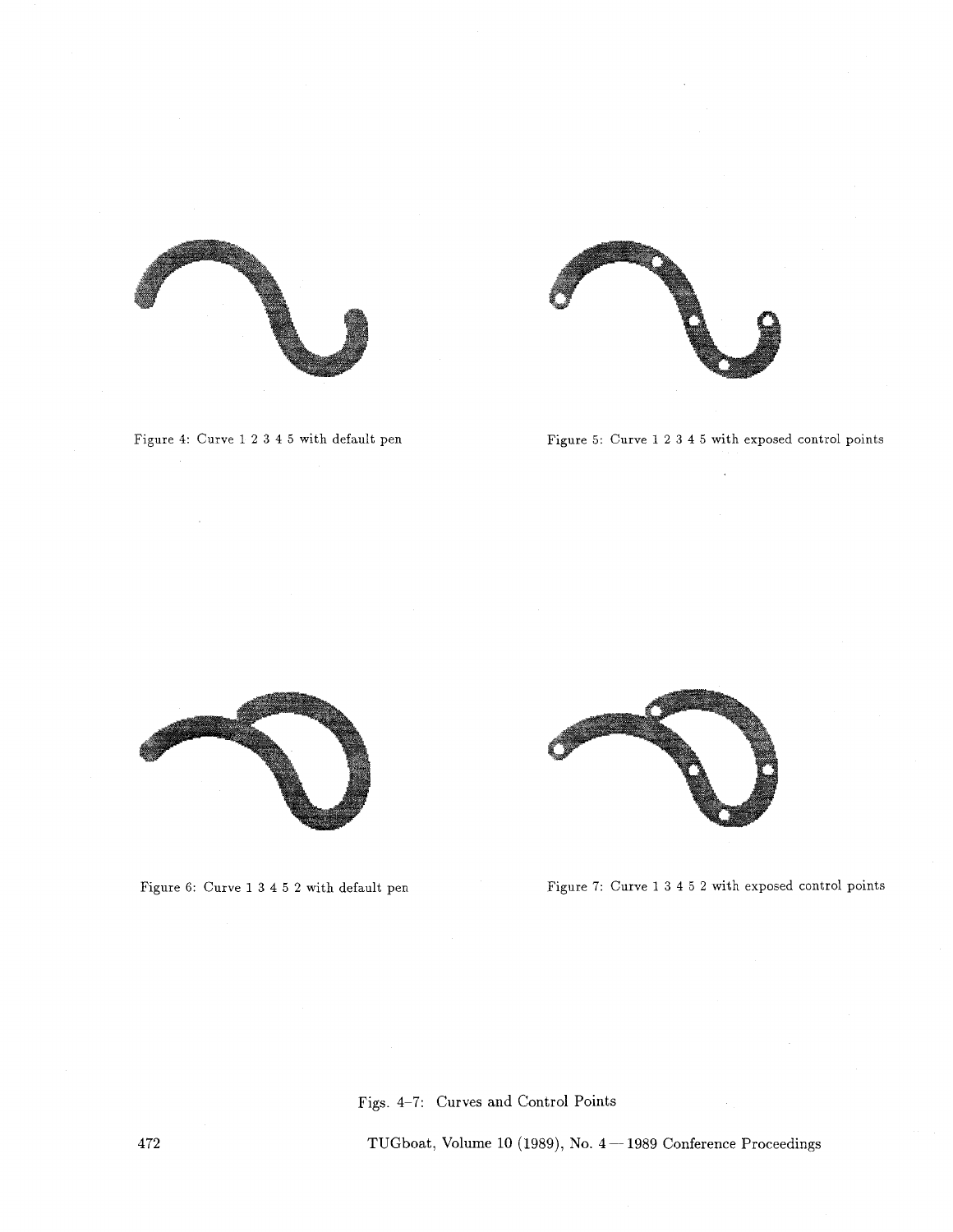Figure 4: Curve 1 2 3 4 5 with default pen

Figure 5: Curve 1 2 3 4 5 with exposed control points

Figure 6: Curve 1 3 4 5 2 with default pen

Figure 7: Curve 1 3 4 5 2 with exposed control points

Figs. 4–7: Curves and Control Points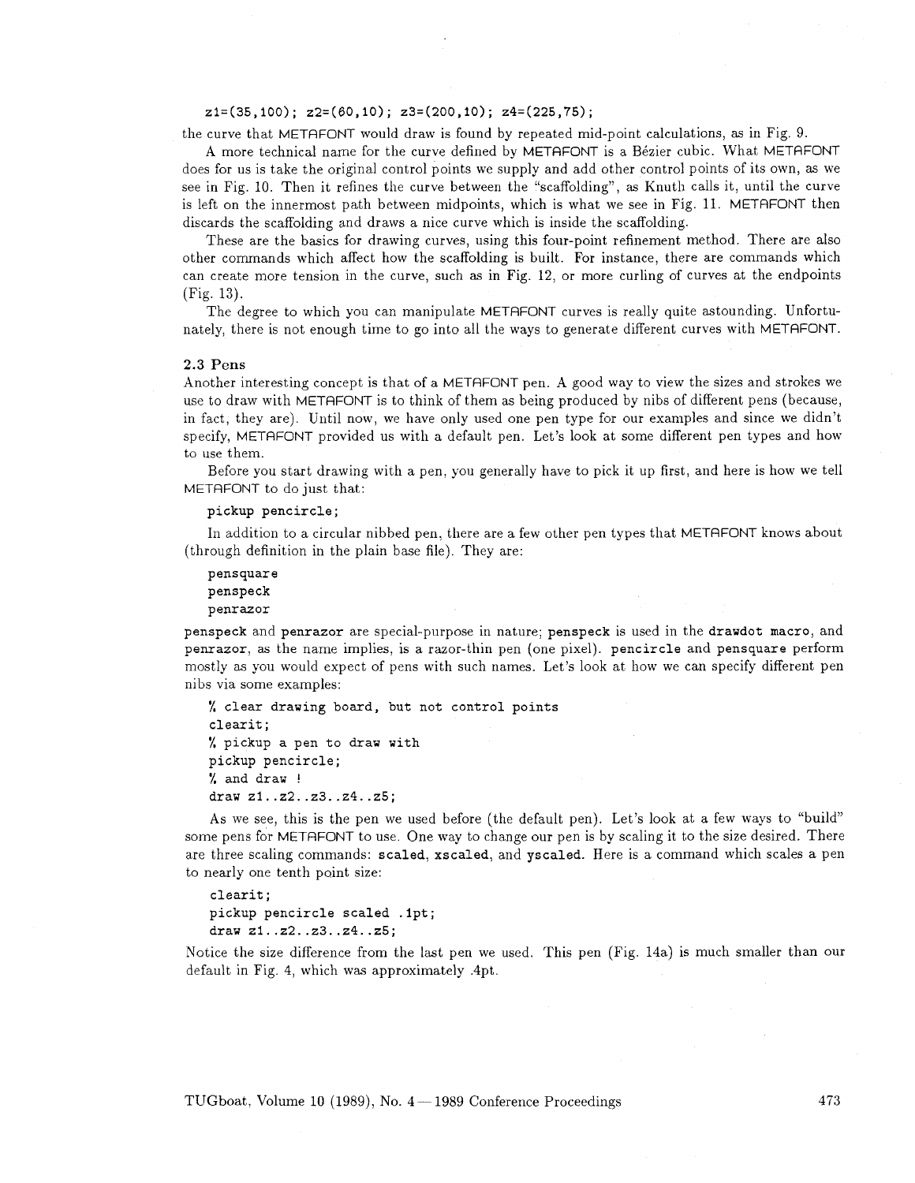```
z1=(35,100); z2=(60,10); z3=(200,10); z4=(225,75);
```

the curve that METAFONT would draw is found by repeated mid-point calculations, as in Fig. 9.

A more technical name for the curve defined by METAFONT is a Bézier cubic. What METAFONT does for us is take the original control points we supply and add other control points of its own, as we see in Fig. 10. Then it refines the curve between the "scaffolding", as Knuth calls it, until the curve is left on the innermost path between midpoints, which is what we see in Fig. 11. METAFONT then discards the scaffolding and draws a nice curve which is inside the scaffolding.

These are the basics for drawing curves, using this four-point refinement method. There are also other commands which affect how the scaffolding is built. For instance, there are commands which can create more tension in the curve, such as in Fig. 12, or more curling of curves at the endpoints (Fig. 13).

The degree to which you can manipulate METAFONT curves is really quite astounding. Unfortunately, there is not enough time to go into all the ways to generate different curves with METAFONT.

### 2.3 Pens

Another interesting concept is that of a METAFONT pen. A good way to view the sizes and strokes we use to draw with METAFONT is to think of them as being produced by nibs of different pens (because, in fact, they are). Until now, we have only used one pen type for our examples and since we didn't specify, METAFONT provided us with a default pen. Let's look at some different pen types and how to use them.

Before you start drawing with a pen, you generally have to pick it up first, and here is how we tell METAFONT to do just that:

```
pickup pencircle;
```

In addition to a circular nibbed pen, there are a few other pen types that METAFONT knows about (through definition in the plain base file). They are:

```
pensquare
penspeck
penrazor
```

**penspeck** and **penrazor** are special-purpose in nature; **penspeck** is used in the **drawdot macro**, and **penrazor**, as the name implies, is a razor-thin pen (one pixel). **pencircle** and **pensquare** perform mostly as you would expect of pens with such names. Let's look at how we can specify different pen nibs via some examples:

```
% clear drawing board, but not control points
clearit;
% pickup a pen to draw with
pickup pencircle;
% and draw !
draw z1..z2..z3..z4..z5;
```

As we see, this is the pen we used before (the default pen). Let's look at a few ways to "build" some pens for METAFONT to use. One way to change our pen is by scaling it to the size desired. There are three scaling commands: **scaled**, **xscaled**, and **yscaled**. Here is a command which scales a pen to nearly one tenth point size:

```
clearit;
pickup pencircle scaled .1pt;
draw z1..z2..z3..z4..z5;
```

Notice the size difference from the last pen we used. This pen (Fig. 14a) is much smaller than our default in Fig. 4, which was approximately .4pt.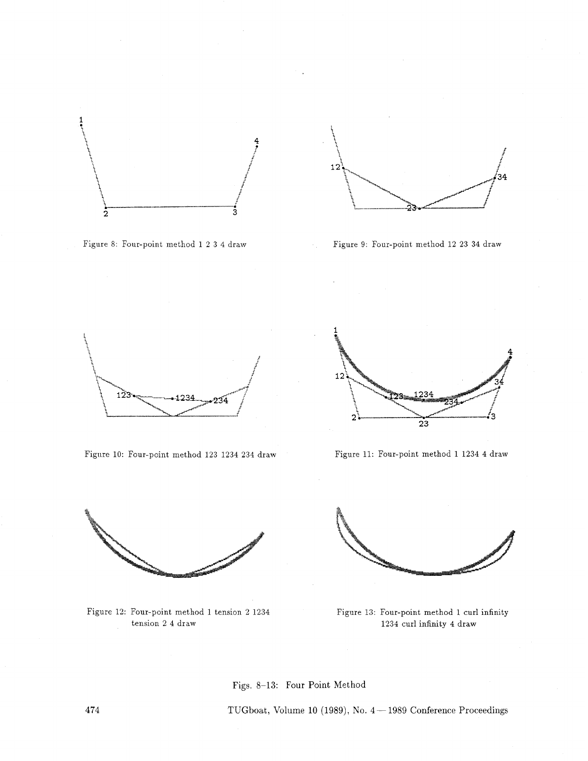1

4

2

3

Figure 8: Four-point method 1 2 3 4 draw

12

34

23

Figure 9: Four-point method 12 23 34 draw

123

1234

234

Figure 10: Four-point method 123 1234 234 draw

1

4

12

123

1234

34

234

2

23

3

Figure 11: Four-point method 1 1234 4 draw

Figure 12: Four-point method 1 tension 2 1234 tension 2 4 draw

Figure 13: Four-point method 1 curl infinity 1234 curl infinity 4 draw

Figs. 8–13: Four Point Method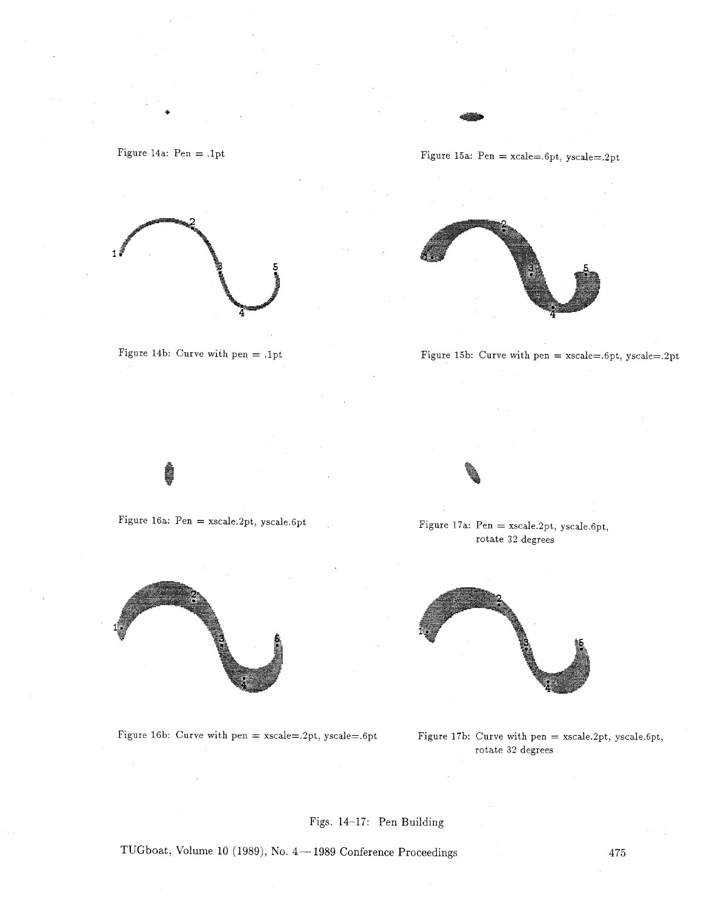Figure 14a: Pen = .1pt

Figure 15a: Pen = xcale=.6pt, yscale=.2pt

1

2

3

4

5

Figure 14b: Curve with pen = .1pt

1

2

3

4

5

Figure 15b: Curve with pen = xscale=.6pt, yscale=.2pt

Figure 16a: Pen = xscale.2pt, yscale.6pt

Figure 17a: Pen = xscale.2pt, yscale.6pt, rotate 32 degrees

1

2

3

4

5

Figure 16b: Curve with pen = xscale=.2pt, yscale=.6pt

1

2

3

4

5

Figure 17b: Curve with pen = xscale.2pt, yscale.6pt, rotate 32 degrees

Figs. 14–17: Pen Building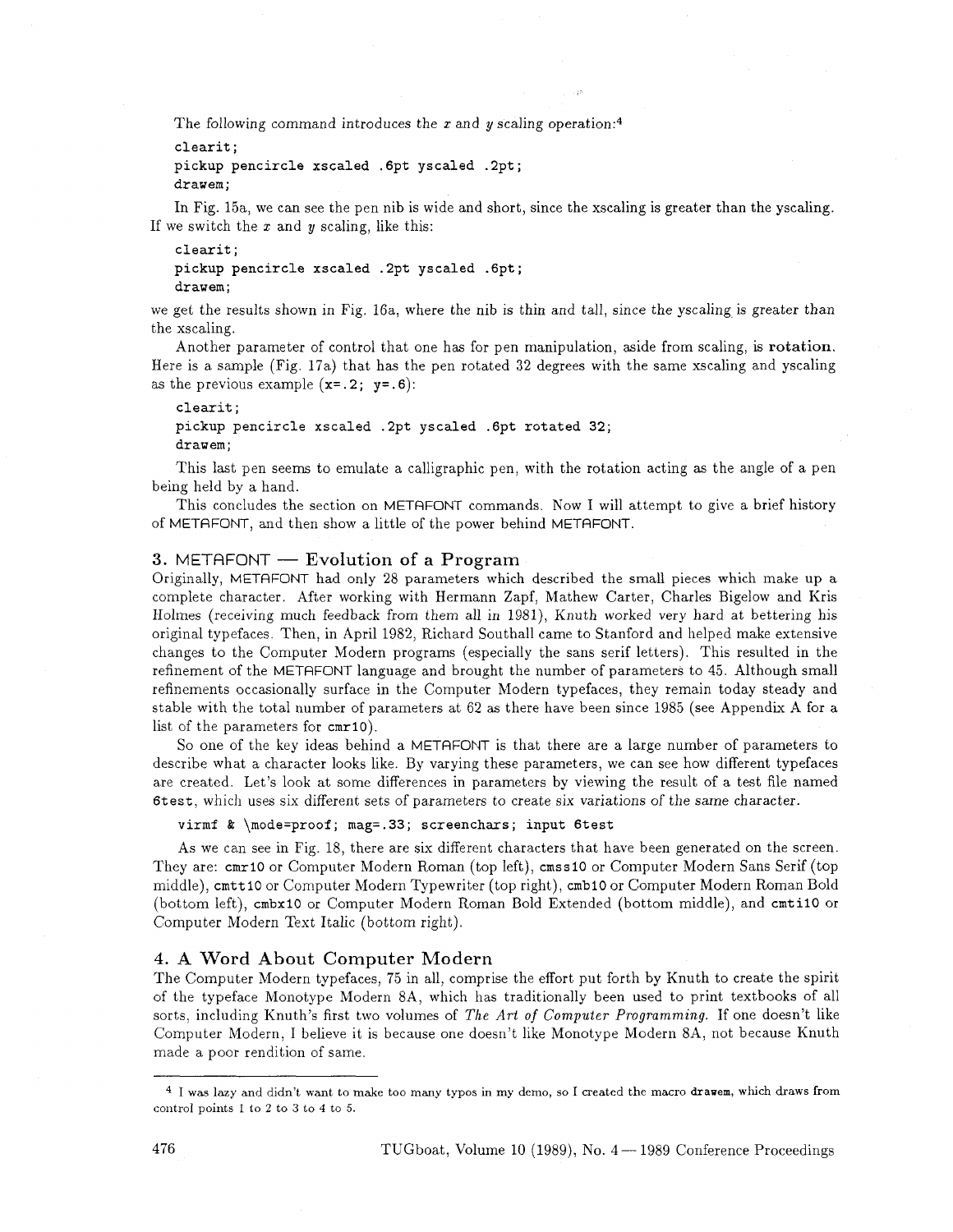The following command introduces the $x$ and $y$ scaling operation:[4]

```
clearit;
pickup pencircle xscaled .6pt yscaled .2pt;
drawem;
```

In Fig. 15a, we can see the pen nib is wide and short, since the xscaling is greater than the yscaling. If we switch the $x$ and $y$ scaling, like this:

```
clearit;
pickup pencircle xscaled .2pt yscaled .6pt;
drawem;
```

we get the results shown in Fig. 16a, where the nib is thin and tall, since the yscaling is greater than the xscaling.

Another parameter of control that one has for pen manipulation, aside from scaling, is **rotation**. Here is a sample (Fig. 17a) that has the pen rotated 32 degrees with the same xscaling and yscaling as the previous example (`x=.2; y=.6`):

```
clearit;
pickup pencircle xscaled .2pt yscaled .6pt rotated 32;
drawem;
```

This last pen seems to emulate a calligraphic pen, with the rotation acting as the angle of a pen being held by a hand.

This concludes the section on METAFONT commands. Now I will attempt to give a brief history of METAFONT, and then show a little of the power behind METAFONT.

## 3. METAFONT — Evolution of a Program

Originally, METAFONT had only 28 parameters which described the small pieces which make up a complete character. After working with Hermann Zapf, Mathew Carter, Charles Bigelow and Kris Holmes (receiving much feedback from them all in 1981), Knuth worked very hard at bettering his original typefaces. Then, in April 1982, Richard Southall came to Stanford and helped make extensive changes to the Computer Modern programs (especially the sans serif letters). This resulted in the refinement of the METAFONT language and brought the number of parameters to 45. Although small refinements occasionally surface in the Computer Modern typefaces, they remain today steady and stable with the total number of parameters at 62 as there have been since 1985 (see Appendix A for a list of the parameters for `cmr10`).

So one of the key ideas behind a METAFONT is that there are a large number of parameters to describe what a character looks like. By varying these parameters, we can see how different typefaces are created. Let's look at some differences in parameters by viewing the result of a test file named `6test`, which uses six different sets of parameters to create six variations of the *same* character.

```
virmf & \mode=proof; mag=.33; screenchars; input 6test
```

As we can see in Fig. 18, there are six different characters that have been generated on the screen. They are: `cmr10` or Computer Modern Roman (top left), `cmss10` or Computer Modern Sans Serif (top middle), `cmtt10` or Computer Modern Typewriter (top right), `cmb10` or Computer Modern Roman Bold (bottom left), `cmbx10` or Computer Modern Roman Bold Extended (bottom middle), and `cmti10` or Computer Modern Text Italic (bottom right).

## 4. A Word About Computer Modern

The Computer Modern typefaces, 75 in all, comprise the effort put forth by Knuth to create the spirit of the typeface Monotype Modern 8A, which has traditionally been used to print textbooks of all sorts, including Knuth's first two volumes of *The Art of Computer Programming*. If one doesn't like Computer Modern, I believe it is because one doesn't like Monotype Modern 8A, not because Knuth made a poor rendition of same.

---

[4] I was lazy and didn't want to make too many typos in my demo, so I created the macro **drawem**, which draws from control points 1 to 2 to 3 to 4 to 5.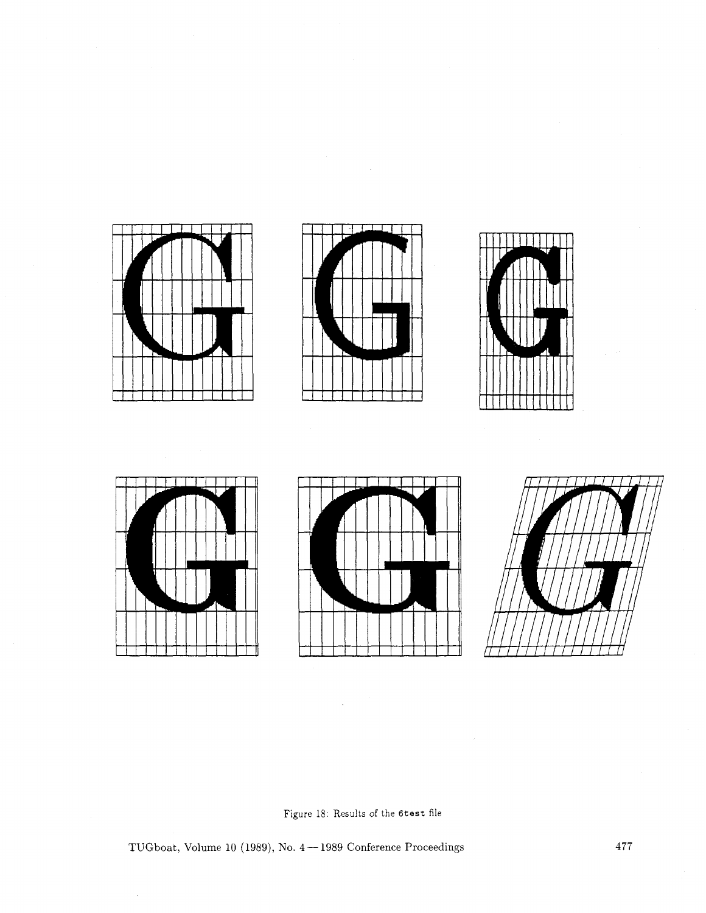Figure 18: Results of the `6test` file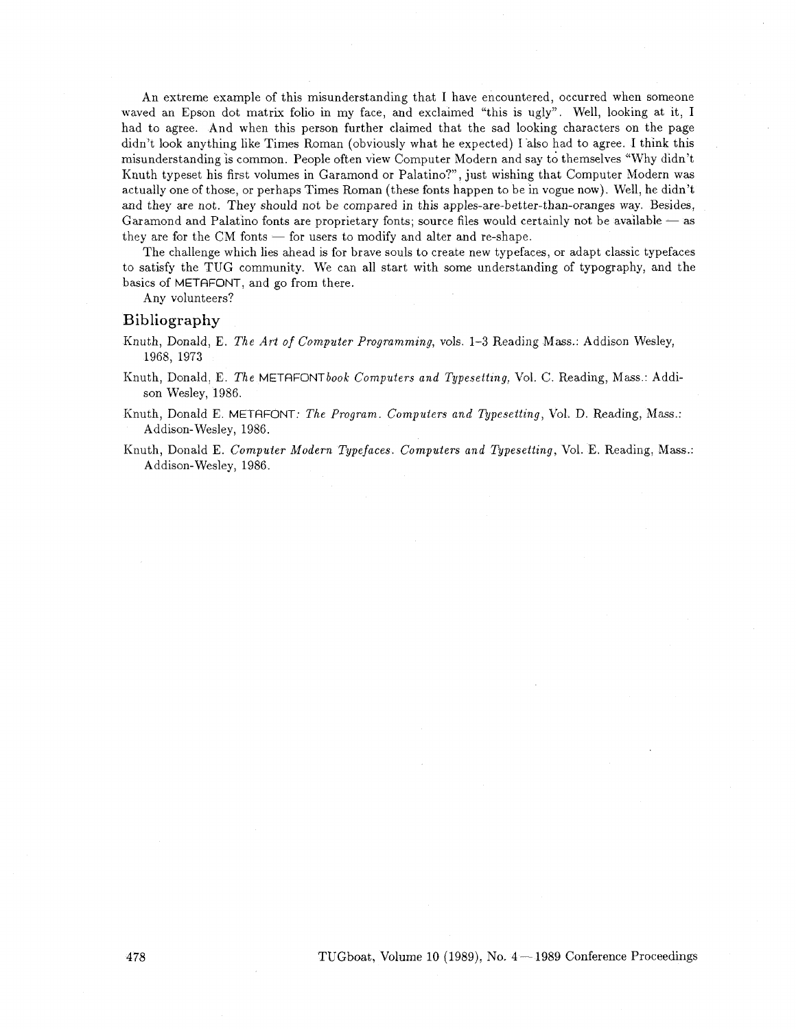An extreme example of this misunderstanding that I have encountered, occurred when someone waved an Epson dot matrix folio in my face, and exclaimed "this is ugly". Well, looking at it, I had to agree. And when this person further claimed that the sad looking characters on the page didn't look anything like Times Roman (obviously what he expected) I also had to agree. I think this misunderstanding is common. People often view Computer Modern and say to themselves "Why didn't Knuth typeset his first volumes in Garamond or Palatino?", just wishing that Computer Modern was actually one of those, or perhaps Times Roman (these fonts happen to be in vogue now). Well, he didn't and they are not. They should not be compared in this apples-are-better-than-oranges way. Besides, Garamond and Palatino fonts are proprietary fonts; source files would certainly not be available — as they are for the CM fonts — for users to modify and alter and re-shape.

The challenge which lies ahead is for brave souls to create new typefaces, or adapt classic typefaces to satisfy the TUG community. We can all start with some understanding of typography, and the basics of METAFONT, and go from there.

Any volunteers?

## Bibliography

Knuth, Donald, E. *The Art of Computer Programming*, vols. 1–3 Reading Mass.: Addison Wesley, 1968, 1973

Knuth, Donald, E. *The* METAFONT*book Computers and Typesetting*, Vol. C. Reading, Mass.: Addison Wesley, 1986.

Knuth, Donald E. METAFONT*: The Program. Computers and Typesetting*, Vol. D. Reading, Mass.: Addison-Wesley, 1986.

Knuth, Donald E. *Computer Modern Typefaces. Computers and Typesetting*, Vol. E. Reading, Mass.: Addison-Wesley, 1986.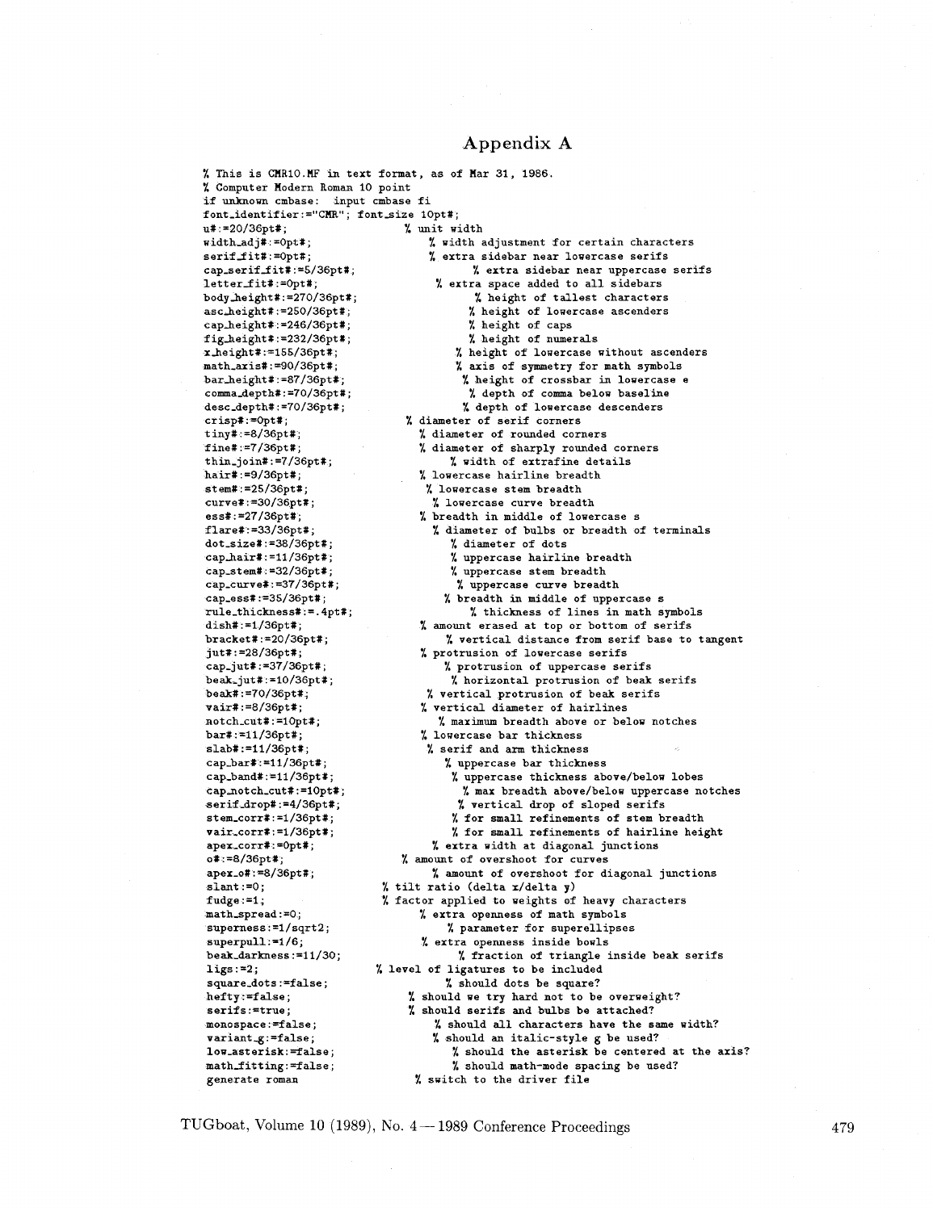# Appendix A

```
% This is CMR10.MF in text format, as of Mar 31, 1986.
% Computer Modern Roman 10 point
if unknown cmbase: input cmbase fi
font_identifier:="CMR"; font_size 10pt#;
u#:=20/36pt#;                      % unit width
width_adj#:=0pt#;                      % width adjustment for certain characters
serif_fit#:=0pt#;                      % extra sidebar near lowercase serifs
cap_serif_fit#:=5/36pt#;                      % extra sidebar near uppercase serifs
letter_fit#:=0pt#;                      % extra space added to all sidebars
body_height#:=270/36pt#;                      % height of tallest characters
asc_height#:=250/36pt#;                      % height of lowercase ascenders
cap_height#:=246/36pt#;                      % height of caps
fig_height#:=232/36pt#;                      % height of numerals
x_height#:=155/36pt#;                      % height of lowercase without ascenders
math_axis#:=90/36pt#;                      % axis of symmetry for math symbols
bar_height#:=87/36pt#;                      % height of crossbar in lowercase e
comma_depth#:=70/36pt#;                      % depth of comma below baseline
desc_depth#:=70/36pt#;                      % depth of lowercase descenders
crisp#:=0pt#;                      % diameter of serif corners
tiny#:=8/36pt#;                      % diameter of rounded corners
fine#:=7/36pt#;                      % diameter of sharply rounded corners
thin_join#:=7/36pt#;                      % width of extrafine details
hair#:=9/36pt#;                      % lowercase hairline breadth
stem#:=25/36pt#;                      % lowercase stem breadth
curve#:=30/36pt#;                      % lowercase curve breadth
ess#:=27/36pt#;                      % breadth in middle of lowercase s
flare#:=33/36pt#;                      % diameter of bulbs or breadth of terminals
dot_size#:=38/36pt#;                      % diameter of dots
cap_hair#:=11/36pt#;                      % uppercase hairline breadth
cap_stem#:=32/36pt#;                      % uppercase stem breadth
cap_curve#:=37/36pt#;                      % uppercase curve breadth
cap_ess#:=35/36pt#;                      % breadth in middle of uppercase s
rule_thickness#:=.4pt#;                      % thickness of lines in math symbols
dish#:=1/36pt#;                      % amount erased at top or bottom of serifs
bracket#:=20/36pt#;                      % vertical distance from serif base to tangent
jut#:=28/36pt#;                      % protrusion of lowercase serifs
cap_jut#:=37/36pt#;                      % protrusion of uppercase serifs
beak_jut#:=10/36pt#;                      % horizontal protrusion of beak serifs
beak#:=70/36pt#;                      % vertical protrusion of beak serifs
vair#:=8/36pt#;                      % vertical diameter of hairlines
notch_cut#:=10pt#;                      % maximum breadth above or below notches
bar#:=11/36pt#;                      % lowercase bar thickness
slab#:=11/36pt#;                      % serif and arm thickness
cap_bar#:=11/36pt#;                      % uppercase bar thickness
cap_band#:=11/36pt#;                      % uppercase thickness above/below lobes
cap_notch_cut#:=10pt#;                      % max breadth above/below uppercase notches
serif_drop#:=4/36pt#;                      % vertical drop of sloped serifs
stem_corr#:=1/36pt#;                      % for small refinements of stem breadth
vair_corr#:=1/36pt#;                      % for small refinements of hairline height
apex_corr#:=0pt#;                      % extra width at diagonal junctions
o#:=8/36pt#;                      % amount of overshoot for curves
apex_o#:=8/36pt#;                      % amount of overshoot for diagonal junctions
slant:=0;                      % tilt ratio (delta x/delta y)
fudge:=1;                      % factor applied to weights of heavy characters
math_spread:=0;                      % extra openness of math symbols
superness:=1/sqrt2;                      % parameter for superellipses
superpull:=1/6;                      % extra openness inside bowls
beak_darkness:=11/30;                      % fraction of triangle inside beak serifs
ligs:=2;                      % level of ligatures to be included
square_dots:=false;                      % should dots be square?
hefty:=false;                      % should we try hard not to be overweight?
serifs:=true;                      % should serifs and bulbs be attached?
monospace:=false;                      % should all characters have the same width?
variant_g:=false;                      % should an italic-style g be used?
low_asterisk:=false;                      % should the asterisk be centered at the axis?
math_fitting:=false;                      % should math-mode spacing be used?
generate roman                      % switch to the driver file
```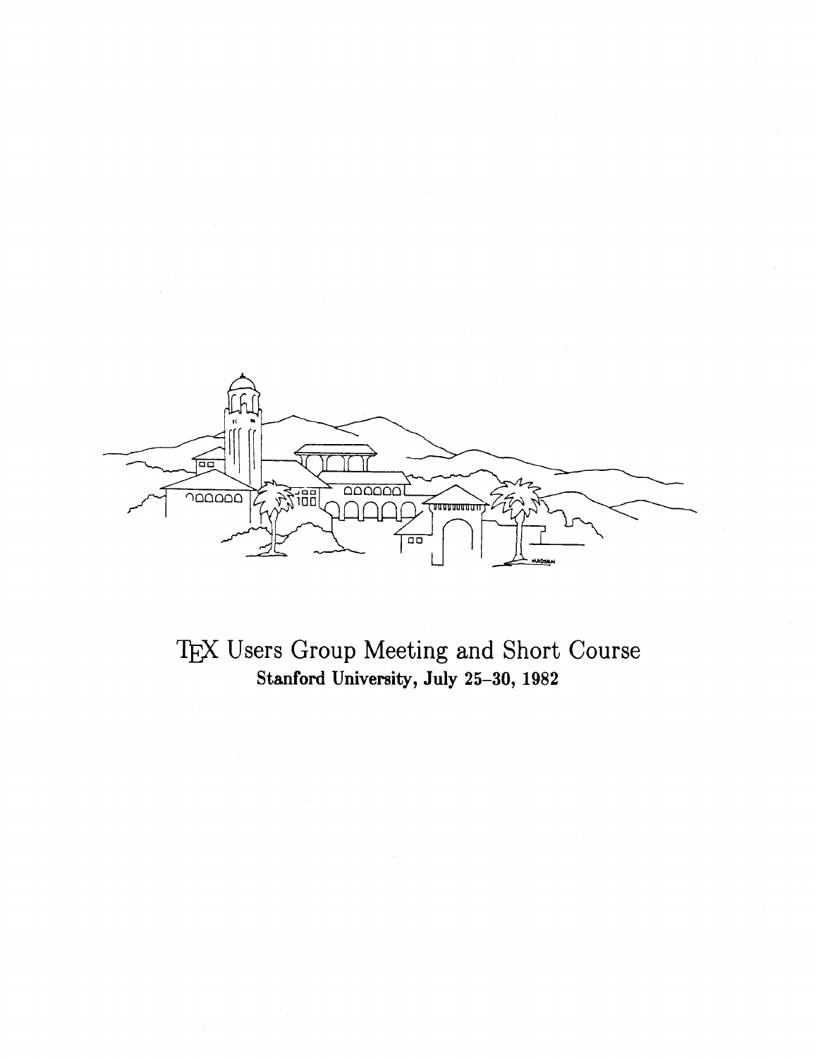TEX Users Group Meeting and Short Course

**Stanford University, July 25–30, 1982**